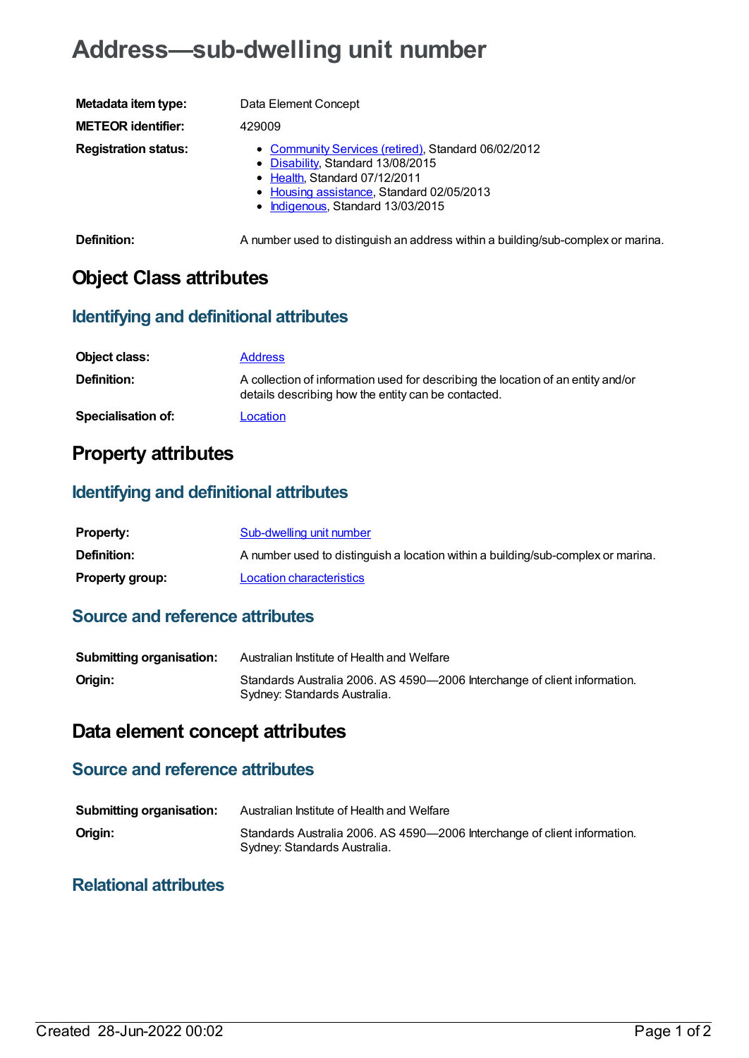# Address—sub-dwelling unit number

| | |
|---|---|
| **Metadata item type:** | Data Element Concept |
| **METEOR identifier:** | 429009 |
| **Registration status:** | • Community Services (retired), Standard 06/02/2012<br>• Disability, Standard 13/08/2015<br>• Health, Standard 07/12/2011<br>• Housing assistance, Standard 02/05/2013<br>• Indigenous, Standard 13/03/2015 |
| **Definition:** | A number used to distinguish an address within a building/sub-complex or marina. |

## Object Class attributes

### Identifying and definitional attributes

| | |
|---|---|
| **Object class:** | Address |
| **Definition:** | A collection of information used for describing the location of an entity and/or details describing how the entity can be contacted. |
| **Specialisation of:** | Location |

## Property attributes

### Identifying and definitional attributes

| | |
|---|---|
| **Property:** | Sub-dwelling unit number |
| **Definition:** | A number used to distinguish a location within a building/sub-complex or marina. |
| **Property group:** | Location characteristics |

### Source and reference attributes

| | |
|---|---|
| **Submitting organisation:** | Australian Institute of Health and Welfare |
| **Origin:** | Standards Australia 2006. AS 4590—2006 Interchange of client information. Sydney: Standards Australia. |

## Data element concept attributes

### Source and reference attributes

| | |
|---|---|
| **Submitting organisation:** | Australian Institute of Health and Welfare |
| **Origin:** | Standards Australia 2006. AS 4590—2006 Interchange of client information. Sydney: Standards Australia. |

### Relational attributes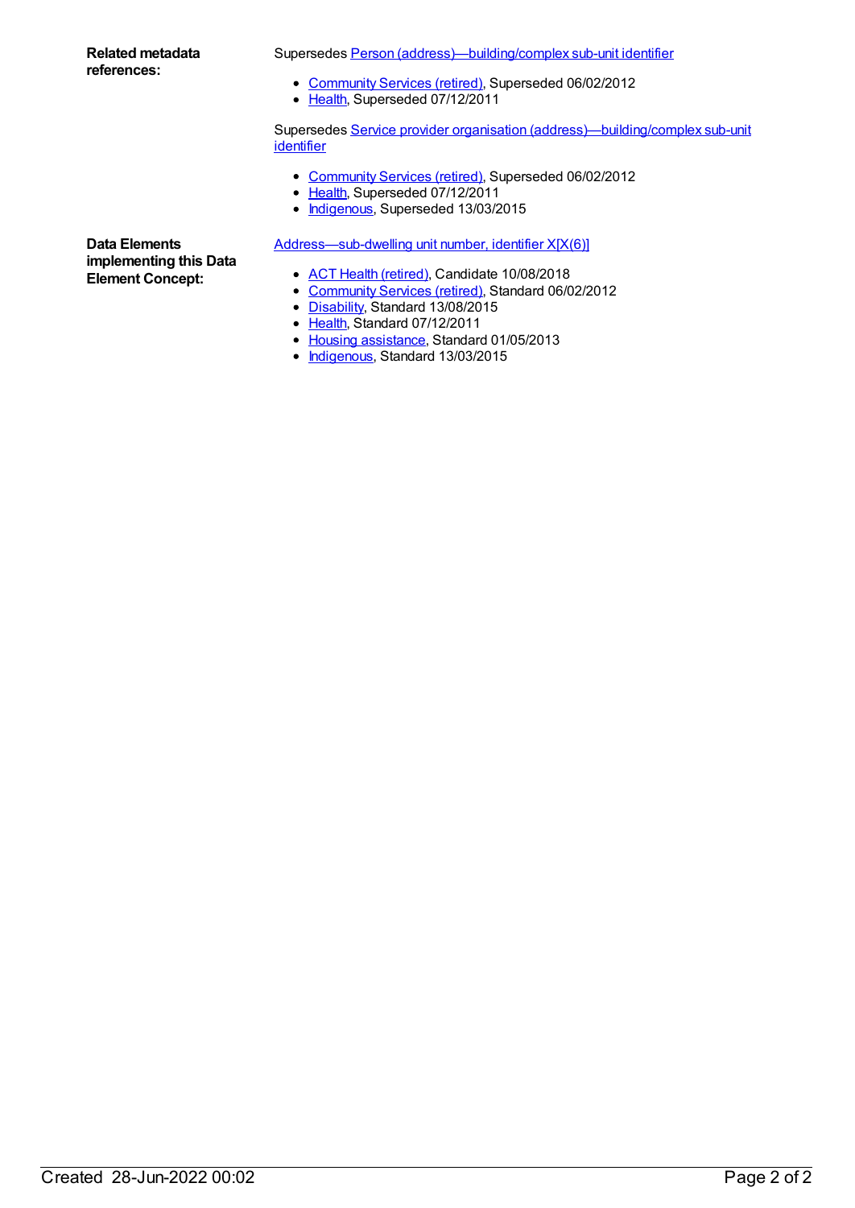**Related metadata references:**

Supersedes Person (address)—building/complex sub-unit identifier

- Community Services (retired), Superseded 06/02/2012
- Health, Superseded 07/12/2011

Supersedes Service provider organisation (address)—building/complex sub-unit identifier

- Community Services (retired), Superseded 06/02/2012
- Health, Superseded 07/12/2011
- Indigenous, Superseded 13/03/2015

**Data Elements implementing this Data Element Concept:**

Address—sub-dwelling unit number, identifier X[X(6)]

- ACT Health (retired), Candidate 10/08/2018
- Community Services (retired), Standard 06/02/2012
- Disability, Standard 13/08/2015
- Health, Standard 07/12/2011
- Housing assistance, Standard 01/05/2013
- Indigenous, Standard 13/03/2015